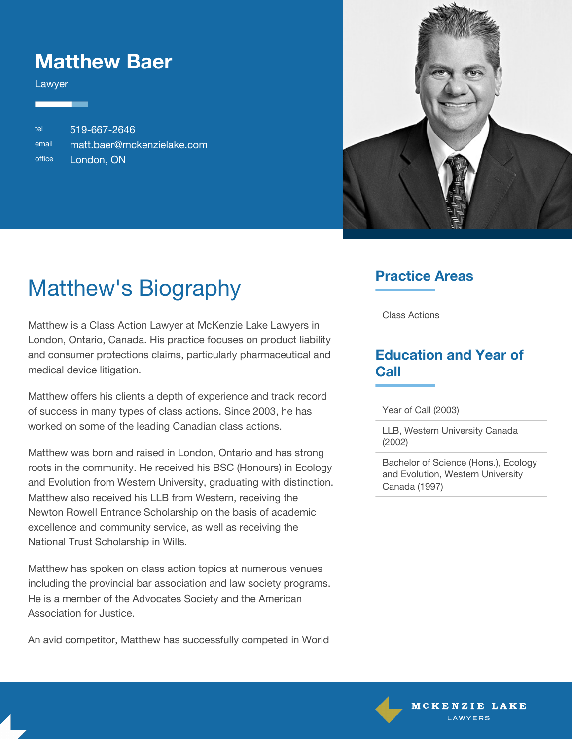# Matthew Baer

Lawyer

tel 519-667-2646
email matt.baer@mckenzielake.com
office London, ON

## Matthew's Biography

Matthew is a Class Action Lawyer at McKenzie Lake Lawyers in London, Ontario, Canada. His practice focuses on product liability and consumer protections claims, particularly pharmaceutical and medical device litigation.

Matthew offers his clients a depth of experience and track record of success in many types of class actions. Since 2003, he has worked on some of the leading Canadian class actions.

Matthew was born and raised in London, Ontario and has strong roots in the community. He received his BSC (Honours) in Ecology and Evolution from Western University, graduating with distinction. Matthew also received his LLB from Western, receiving the Newton Rowell Entrance Scholarship on the basis of academic excellence and community service, as well as receiving the National Trust Scholarship in Wills.

Matthew has spoken on class action topics at numerous venues including the provincial bar association and law society programs. He is a member of the Advocates Society and the American Association for Justice.

An avid competitor, Matthew has successfully competed in World

### Practice Areas

Class Actions

### Education and Year of Call

Year of Call (2003)

LLB, Western University Canada (2002)

Bachelor of Science (Hons.), Ecology and Evolution, Western University Canada (1997)

MCKENZIE LAKE LAWYERS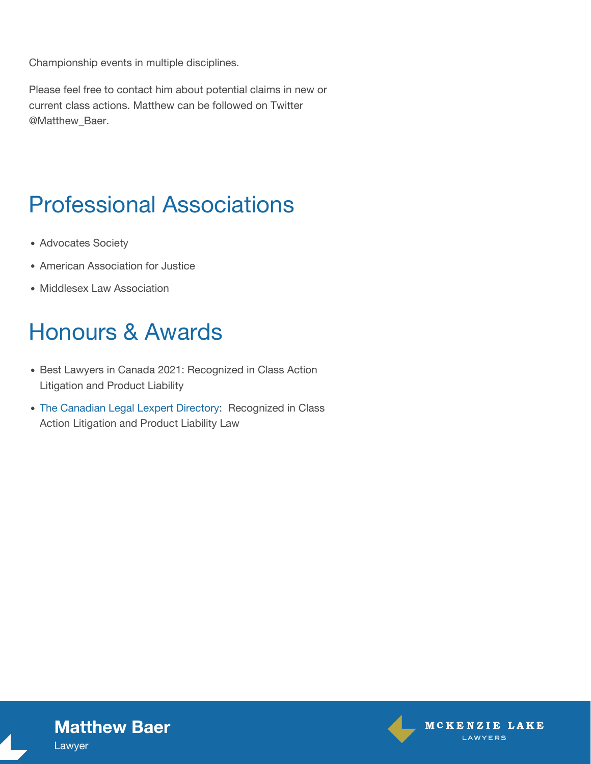Championship events in multiple disciplines.

Please feel free to contact him about potential claims in new or current class actions. Matthew can be followed on Twitter @Matthew_Baer.

## Professional Associations

- Advocates Society
- American Association for Justice
- Middlesex Law Association

## Honours & Awards

- Best Lawyers in Canada 2021: Recognized in Class Action Litigation and Product Liability
- The Canadian Legal Lexpert Directory: Recognized in Class Action Litigation and Product Liability Law